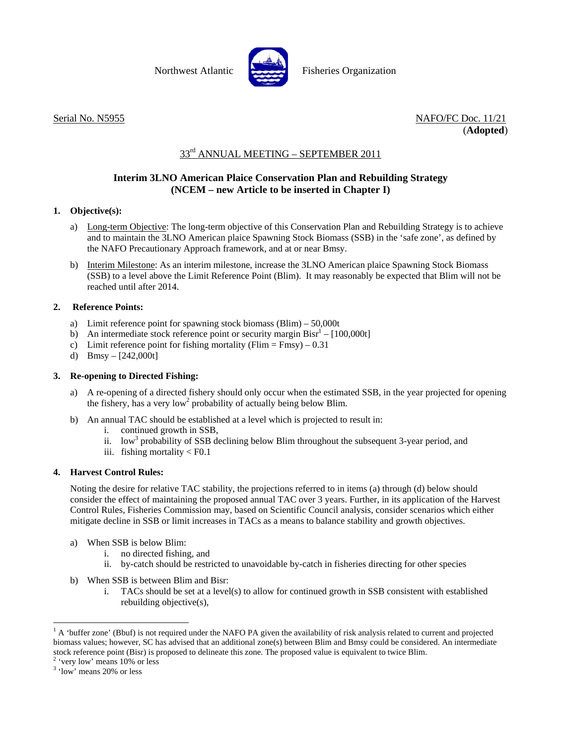Northwest Atlantic Fisheries Organization

Serial No. N5955 NAFO/FC Doc. 11/21
(**Adopted**)

# 33rd ANNUAL MEETING – SEPTEMBER 2011

## Interim 3LNO American Plaice Conservation Plan and Rebuilding Strategy (NCEM – new Article to be inserted in Chapter I)

### 1. Objective(s):

a) Long-term Objective: The long-term objective of this Conservation Plan and Rebuilding Strategy is to achieve and to maintain the 3LNO American plaice Spawning Stock Biomass (SSB) in the 'safe zone', as defined by the NAFO Precautionary Approach framework, and at or near Bmsy.

b) Interim Milestone: As an interim milestone, increase the 3LNO American plaice Spawning Stock Biomass (SSB) to a level above the Limit Reference Point (Blim). It may reasonably be expected that Blim will not be reached until after 2014.

### 2. Reference Points:

a) Limit reference point for spawning stock biomass (Blim) – 50,000t
b) An intermediate stock reference point or security margin Bisr[1] – [100,000t]
c) Limit reference point for fishing mortality (Flim = Fmsy) – 0.31
d) Bmsy – [242,000t]

### 3. Re-opening to Directed Fishing:

a) A re-opening of a directed fishery should only occur when the estimated SSB, in the year projected for opening the fishery, has a very low[2] probability of actually being below Blim.

b) An annual TAC should be established at a level which is projected to result in:
   i. continued growth in SSB,
   ii. low[3] probability of SSB declining below Blim throughout the subsequent 3-year period, and
   iii. fishing mortality < F0.1

### 4. Harvest Control Rules:

Noting the desire for relative TAC stability, the projections referred to in items (a) through (d) below should consider the effect of maintaining the proposed annual TAC over 3 years. Further, in its application of the Harvest Control Rules, Fisheries Commission may, based on Scientific Council analysis, consider scenarios which either mitigate decline in SSB or limit increases in TACs as a means to balance stability and growth objectives.

a) When SSB is below Blim:
   i. no directed fishing, and
   ii. by-catch should be restricted to unavoidable by-catch in fisheries directing for other species

b) When SSB is between Blim and Bisr:
   i. TACs should be set at a level(s) to allow for continued growth in SSB consistent with established rebuilding objective(s),

---

[1] A 'buffer zone' (Bbuf) is not required under the NAFO PA given the availability of risk analysis related to current and projected biomass values; however, SC has advised that an additional zone(s) between Blim and Bmsy could be considered. An intermediate stock reference point (Bisr) is proposed to delineate this zone. The proposed value is equivalent to twice Blim.

[2] 'very low' means 10% or less

[3] 'low' means 20% or less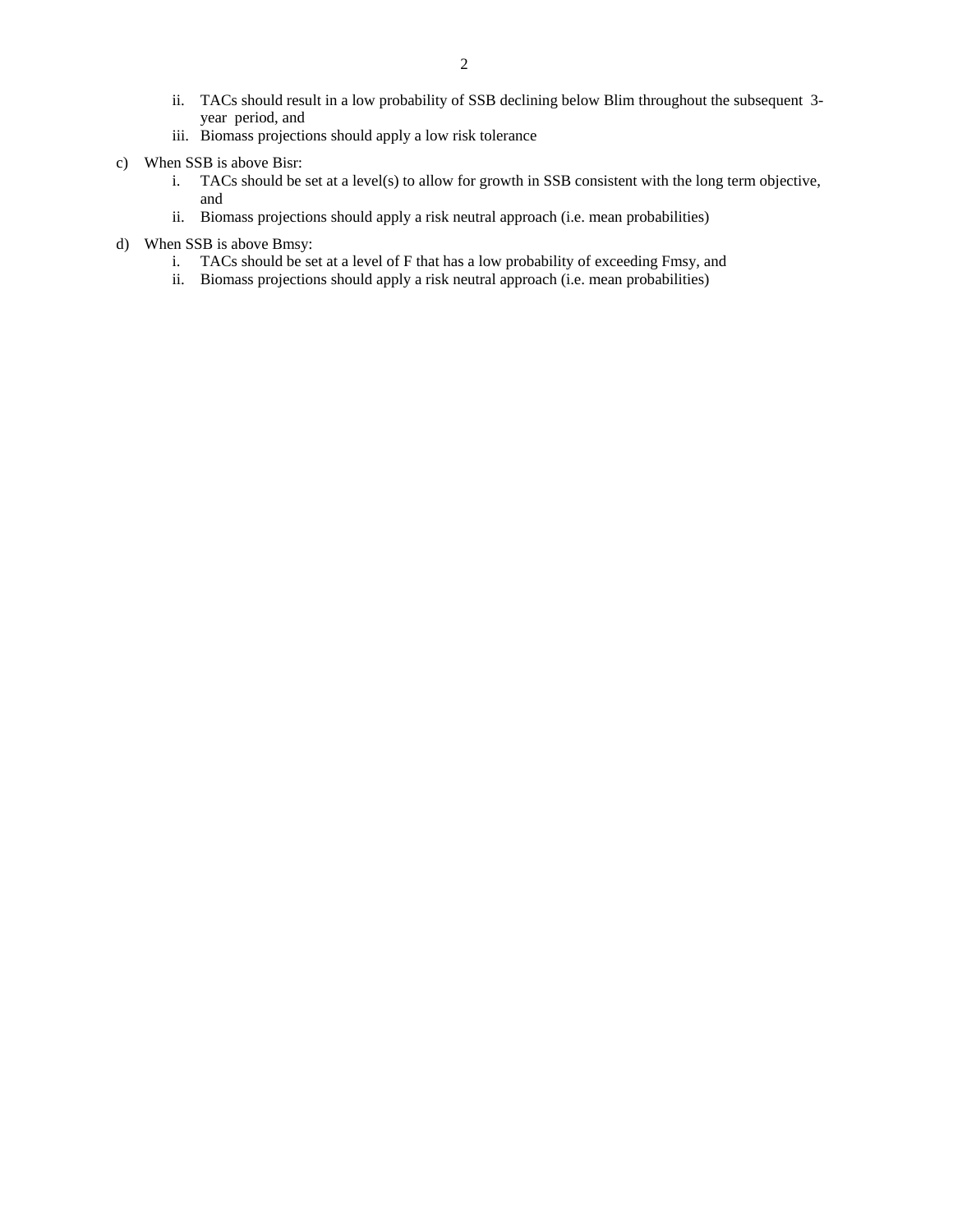ii. TACs should result in a low probability of SSB declining below Blim throughout the subsequent 3-year period, and
   iii. Biomass projections should apply a low risk tolerance

c) When SSB is above Bisr:
   i. TACs should be set at a level(s) to allow for growth in SSB consistent with the long term objective, and
   ii. Biomass projections should apply a risk neutral approach (i.e. mean probabilities)

d) When SSB is above Bmsy:
   i. TACs should be set at a level of F that has a low probability of exceeding Fmsy, and
   ii. Biomass projections should apply a risk neutral approach (i.e. mean probabilities)